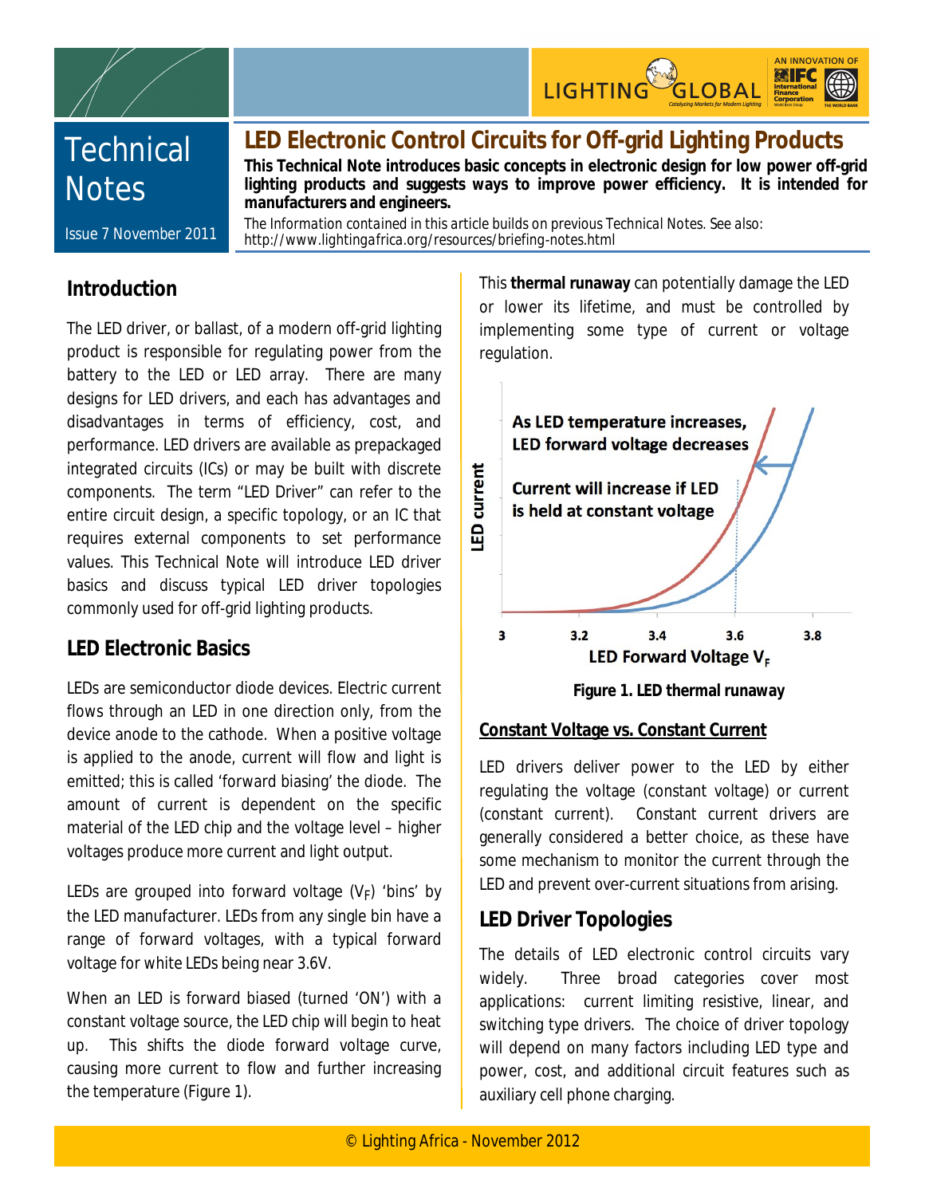# Technical Notes

Issue 7 November 2011

## LED Electronic Control Circuits for Off-grid Lighting Products

**This Technical Note introduces basic concepts in electronic design for low power off-grid lighting products and suggests ways to improve power efficiency. It is intended for manufacturers and engineers.**

*The Information contained in this article builds on previous Technical Notes. See also: http://www.lightingafrica.org/resources/briefing-notes.html*

## Introduction

The LED driver, or ballast, of a modern off-grid lighting product is responsible for regulating power from the battery to the LED or LED array. There are many designs for LED drivers, and each has advantages and disadvantages in terms of efficiency, cost, and performance. LED drivers are available as prepackaged integrated circuits (ICs) or may be built with discrete components. The term "LED Driver" can refer to the entire circuit design, a specific topology, or an IC that requires external components to set performance values. This Technical Note will introduce LED driver basics and discuss typical LED driver topologies commonly used for off-grid lighting products.

## LED Electronic Basics

LEDs are semiconductor diode devices. Electric current flows through an LED in one direction only, from the device anode to the cathode. When a positive voltage is applied to the anode, current will flow and light is emitted; this is called 'forward biasing' the diode. The amount of current is dependent on the specific material of the LED chip and the voltage level – higher voltages produce more current and light output.

LEDs are grouped into forward voltage ($V_F$) 'bins' by the LED manufacturer. LEDs from any single bin have a range of forward voltages, with a typical forward voltage for white LEDs being near 3.6V.

When an LED is forward biased (turned 'ON') with a constant voltage source, the LED chip will begin to heat up. This shifts the diode forward voltage curve, causing more current to flow and further increasing the temperature (Figure 1).

This **thermal runaway** can potentially damage the LED or lower its lifetime, and must be controlled by implementing some type of current or voltage regulation.

**Figure 1. LED thermal runaway**

### Constant Voltage vs. Constant Current

LED drivers deliver power to the LED by either regulating the voltage (constant voltage) or current (constant current). Constant current drivers are generally considered a better choice, as these have some mechanism to monitor the current through the LED and prevent over-current situations from arising.

## LED Driver Topologies

The details of LED electronic control circuits vary widely. Three broad categories cover most applications: current limiting resistive, linear, and switching type drivers. The choice of driver topology will depend on many factors including LED type and power, cost, and additional circuit features such as auxiliary cell phone charging.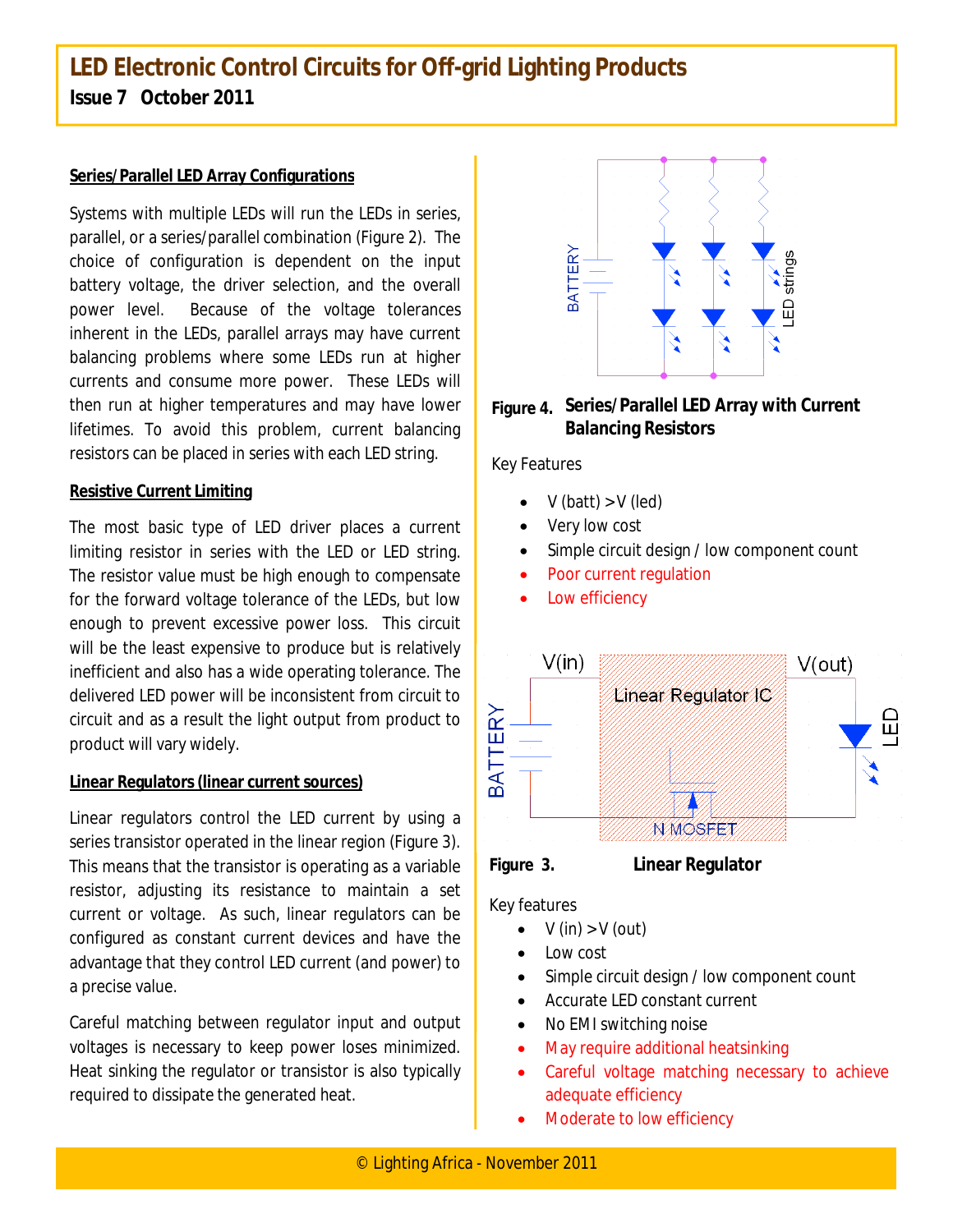### Series/Parallel LED Array Configurations

Systems with multiple LEDs will run the LEDs in series, parallel, or a series/parallel combination (Figure 2). The choice of configuration is dependent on the input battery voltage, the driver selection, and the overall power level. Because of the voltage tolerances inherent in the LEDs, parallel arrays may have current balancing problems where some LEDs run at higher currents and consume more power. These LEDs will then run at higher temperatures and may have lower lifetimes. To avoid this problem, current balancing resistors can be placed in series with each LED string.

### Resistive Current Limiting

The most basic type of LED driver places a current limiting resistor in series with the LED or LED string. The resistor value must be high enough to compensate for the forward voltage tolerance of the LEDs, but low enough to prevent excessive power loss. This circuit will be the least expensive to produce but is relatively inefficient and also has a wide operating tolerance. The delivered LED power will be inconsistent from circuit to circuit and as a result the light output from product to product will vary widely.

### Linear Regulators (linear current sources)

Linear regulators control the LED current by using a series transistor operated in the linear region (Figure 3). This means that the transistor is operating as a variable resistor, adjusting its resistance to maintain a set current or voltage. As such, linear regulators can be configured as constant current devices and have the advantage that they control LED current (and power) to a precise value.

Careful matching between regulator input and output voltages is necessary to keep power loses minimized. Heat sinking the regulator or transistor is also typically required to dissipate the generated heat.

**Figure 4. Series/Parallel LED Array with Current Balancing Resistors**

Key Features

- V (batt) > V (led)
- Very low cost
- Simple circuit design / low component count
- Poor current regulation
- Low efficiency

**Figure 3. Linear Regulator**

Key features

- V (in) > V (out)
- Low cost
- Simple circuit design / low component count
- Accurate LED constant current
- No EMI switching noise
- May require additional heatsinking
- Careful voltage matching necessary to achieve adequate efficiency
- Moderate to low efficiency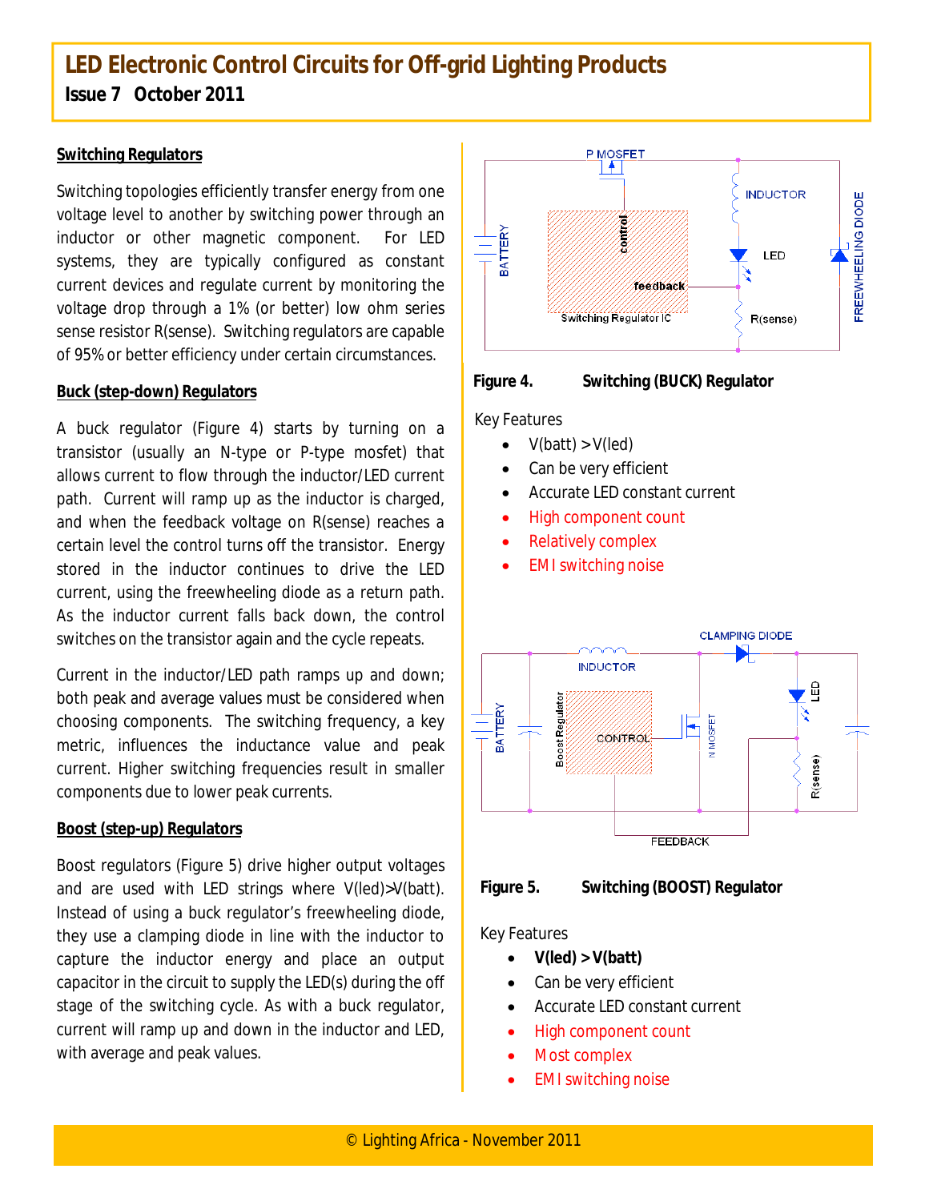## Switching Regulators

Switching topologies efficiently transfer energy from one voltage level to another by switching power through an inductor or other magnetic component. For LED systems, they are typically configured as constant current devices and regulate current by monitoring the voltage drop through a 1% (or better) low ohm series sense resistor R(sense). Switching regulators are capable of 95% or better efficiency under certain circumstances.

## Buck (step-down) Regulators

A buck regulator (Figure 4) starts by turning on a transistor (usually an N-type or P-type mosfet) that allows current to flow through the inductor/LED current path. Current will ramp up as the inductor is charged, and when the feedback voltage on R(sense) reaches a certain level the control turns off the transistor. Energy stored in the inductor continues to drive the LED current, using the freewheeling diode as a return path. As the inductor current falls back down, the control switches on the transistor again and the cycle repeats.

Current in the inductor/LED path ramps up and down; both peak and average values must be considered when choosing components. The switching frequency, a key metric, influences the inductance value and peak current. Higher switching frequencies result in smaller components due to lower peak currents.

**Figure 4. Switching (BUCK) Regulator**

Key Features

- V(batt) > V(led)
- Can be very efficient
- Accurate LED constant current
- High component count
- Relatively complex
- EMI switching noise

## Boost (step-up) Regulators

Boost regulators (Figure 5) drive higher output voltages and are used with LED strings where V(led)>V(batt). Instead of using a buck regulator's freewheeling diode, they use a clamping diode in line with the inductor to capture the inductor energy and place an output capacitor in the circuit to supply the LED(s) during the off stage of the switching cycle. As with a buck regulator, current will ramp up and down in the inductor and LED, with average and peak values.

**Figure 5. Switching (BOOST) Regulator**

Key Features

- **V(led) > V(batt)**
- Can be very efficient
- Accurate LED constant current
- High component count
- Most complex
- EMI switching noise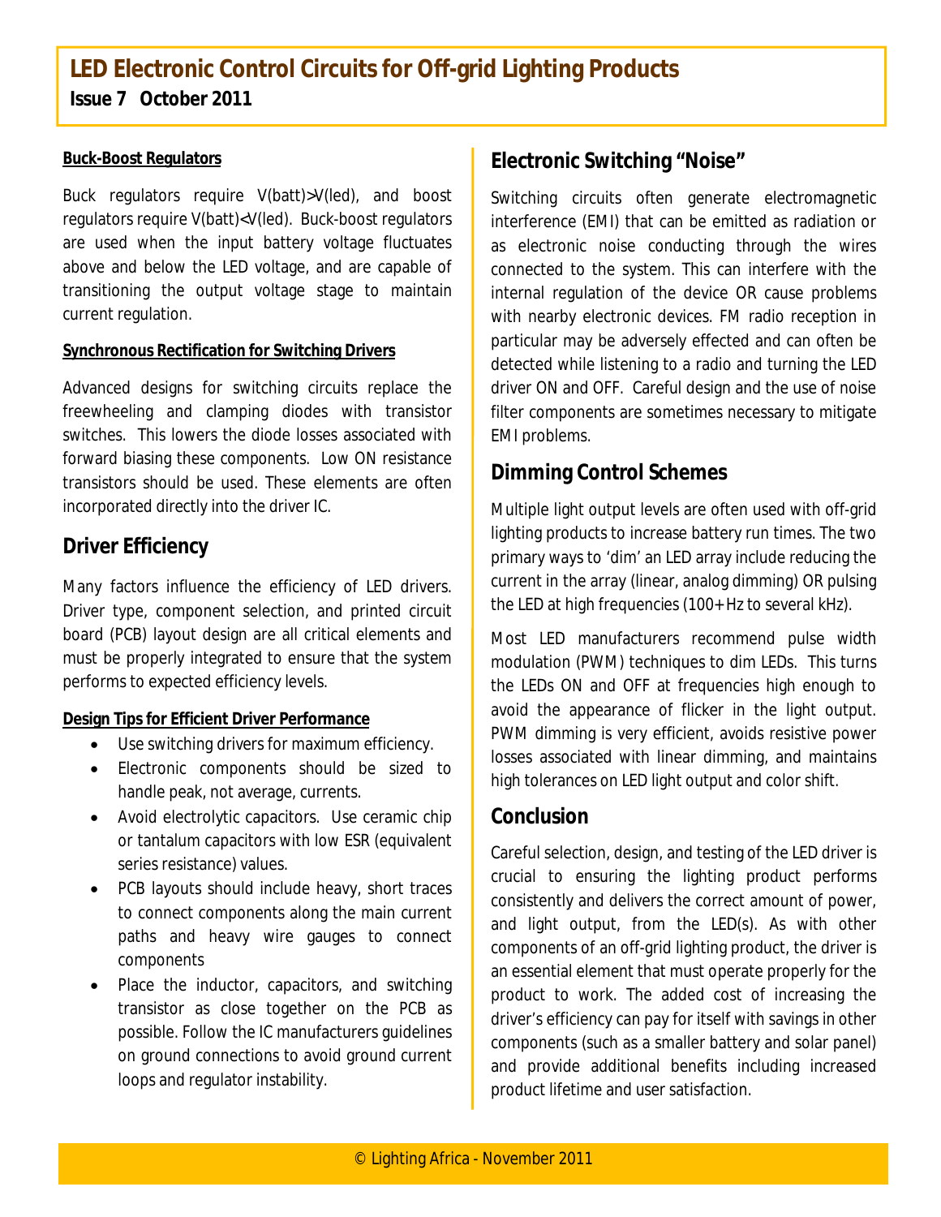**Buck-Boost Regulators**

Buck regulators require V(batt)>V(led), and boost regulators require V(batt)<V(led). Buck-boost regulators are used when the input battery voltage fluctuates above and below the LED voltage, and are capable of transitioning the output voltage stage to maintain current regulation.

**Synchronous Rectification for Switching Drivers**

Advanced designs for switching circuits replace the freewheeling and clamping diodes with transistor switches. This lowers the diode losses associated with forward biasing these components. Low ON resistance transistors should be used. These elements are often incorporated directly into the driver IC.

## Driver Efficiency

Many factors influence the efficiency of LED drivers. Driver type, component selection, and printed circuit board (PCB) layout design are all critical elements and must be properly integrated to ensure that the system performs to expected efficiency levels.

**Design Tips for Efficient Driver Performance**

- Use switching drivers for maximum efficiency.
- Electronic components should be sized to handle peak, not average, currents.
- Avoid electrolytic capacitors. Use ceramic chip or tantalum capacitors with low ESR (equivalent series resistance) values.
- PCB layouts should include heavy, short traces to connect components along the main current paths and heavy wire gauges to connect components
- Place the inductor, capacitors, and switching transistor as close together on the PCB as possible. Follow the IC manufacturers guidelines on ground connections to avoid ground current loops and regulator instability.

## Electronic Switching "Noise"

Switching circuits often generate electromagnetic interference (EMI) that can be emitted as radiation or as electronic noise conducting through the wires connected to the system. This can interfere with the internal regulation of the device OR cause problems with nearby electronic devices. FM radio reception in particular may be adversely effected and can often be detected while listening to a radio and turning the LED driver ON and OFF. Careful design and the use of noise filter components are sometimes necessary to mitigate EMI problems.

## Dimming Control Schemes

Multiple light output levels are often used with off-grid lighting products to increase battery run times. The two primary ways to 'dim' an LED array include reducing the current in the array (linear, analog dimming) OR pulsing the LED at high frequencies (100+ Hz to several kHz).

Most LED manufacturers recommend pulse width modulation (PWM) techniques to dim LEDs. This turns the LEDs ON and OFF at frequencies high enough to avoid the appearance of flicker in the light output. PWM dimming is very efficient, avoids resistive power losses associated with linear dimming, and maintains high tolerances on LED light output and color shift.

## Conclusion

Careful selection, design, and testing of the LED driver is crucial to ensuring the lighting product performs consistently and delivers the correct amount of power, and light output, from the LED(s). As with other components of an off-grid lighting product, the driver is an essential element that must operate properly for the product to work. The added cost of increasing the driver's efficiency can pay for itself with savings in other components (such as a smaller battery and solar panel) and provide additional benefits including increased product lifetime and user satisfaction.